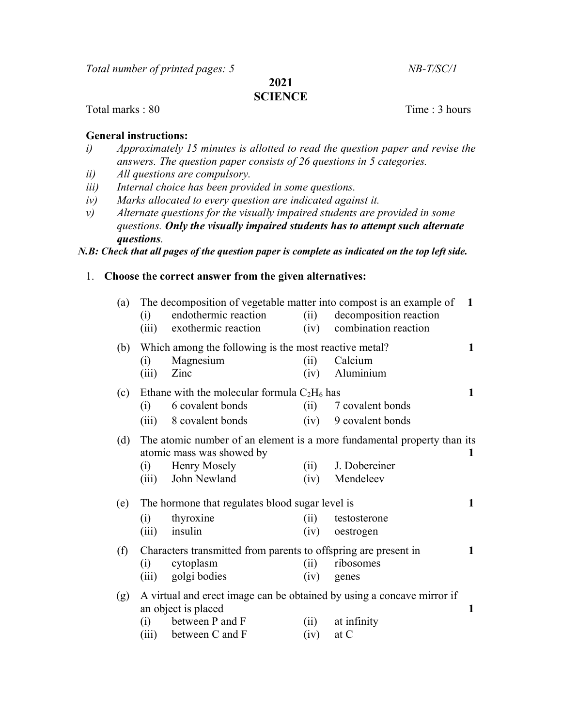*Total number of printed pages: 5* *NB-T/SC/1*

**2021**

**SCIENCE**

Total marks : 80 Time : 3 hours

**General instructions:**

- *i) Approximately 15 minutes is allotted to read the question paper and revise the answers. The question paper consists of 26 questions in 5 categories.*
- *ii) All questions are compulsory.*
- *iii) Internal choice has been provided in some questions.*
- *iv) Marks allocated to every question are indicated against it.*
- *v) Alternate questions for the visually impaired students are provided in some questions.* ***Only the visually impaired students has to attempt such alternate questions****.*

***N.B: Check that all pages of the question paper is complete as indicated on the top left side.***

1. **Choose the correct answer from the given alternatives:**

(a) The decomposition of vegetable matter into compost is an example of **1**

(i) endothermic reaction (ii) decomposition reaction
(iii) exothermic reaction (iv) combination reaction

(b) Which among the following is the most reactive metal? **1**

(i) Magnesium (ii) Calcium
(iii) Zinc (iv) Aluminium

(c) Ethane with the molecular formula $C_2H_6$ has **1**

(i) 6 covalent bonds (ii) 7 covalent bonds
(iii) 8 covalent bonds (iv) 9 covalent bonds

(d) The atomic number of an element is a more fundamental property than its atomic mass was showed by **1**

(i) Henry Mosely (ii) J. Dobereiner
(iii) John Newland (iv) Mendeleev

(e) The hormone that regulates blood sugar level is **1**

(i) thyroxine (ii) testosterone
(iii) insulin (iv) oestrogen

(f) Characters transmitted from parents to offspring are present in **1**

(i) cytoplasm (ii) ribosomes
(iii) golgi bodies (iv) genes

(g) A virtual and erect image can be obtained by using a concave mirror if an object is placed **1**

(i) between P and F (ii) at infinity
(iii) between C and F (iv) at C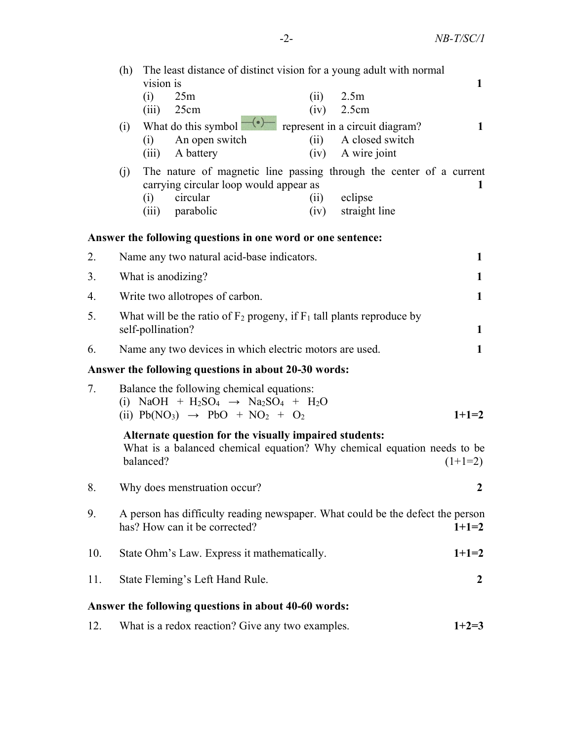(h) The least distance of distinct vision for a young adult with normal vision is **1**

(i) 25m (ii) 2.5m
(iii) 25cm (iv) 2.5cm

(i) What do this symbol —(•)— represent in a circuit diagram? **1**

(i) An open switch (ii) A closed switch
(iii) A battery (iv) A wire joint

(j) The nature of magnetic line passing through the center of a current carrying circular loop would appear as **1**

(i) circular (ii) eclipse
(iii) parabolic (iv) straight line

**Answer the following questions in one word or one sentence:**

2. Name any two natural acid-base indicators. **1**

3. What is anodizing? **1**

4. Write two allotropes of carbon. **1**

5. What will be the ratio of $F_2$ progeny, if $F_1$ tall plants reproduce by self-pollination? **1**

6. Name any two devices in which electric motors are used. **1**

**Answer the following questions in about 20-30 words:**

7. Balance the following chemical equations:
   (i) $NaOH + H_2SO_4 \rightarrow Na_2SO_4 + H_2O$
   (ii) $Pb(NO_3) \rightarrow PbO + NO_2 + O_2$ **1+1=2**

   **Alternate question for the visually impaired students:**
   What is a balanced chemical equation? Why chemical equation needs to be balanced? (1+1=2)

8. Why does menstruation occur? **2**

9. A person has difficulty reading newspaper. What could be the defect the person has? How can it be corrected? **1+1=2**

10. State Ohm's Law. Express it mathematically. **1+1=2**

11. State Fleming's Left Hand Rule. **2**

**Answer the following questions in about 40-60 words:**

12. What is a redox reaction? Give any two examples. **1+2=3**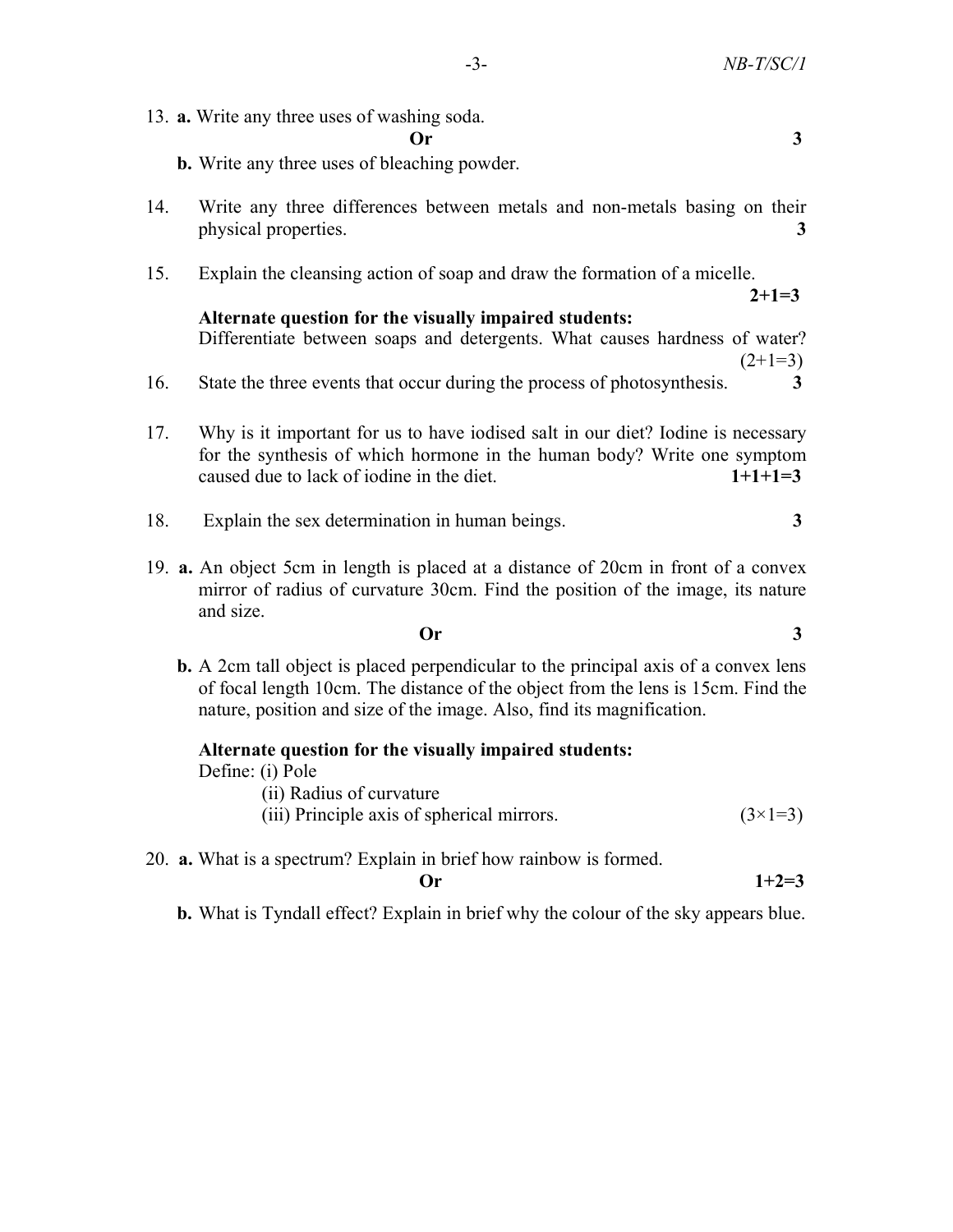13. **a.** Write any three uses of washing soda.

**Or** **3**

**b.** Write any three uses of bleaching powder.

14. Write any three differences between metals and non-metals basing on their physical properties. **3**

15. Explain the cleansing action of soap and draw the formation of a micelle. **2+1=3**

    **Alternate question for the visually impaired students:**
    Differentiate between soaps and detergents. What causes hardness of water? (2+1=3)

16. State the three events that occur during the process of photosynthesis. **3**

17. Why is it important for us to have iodised salt in our diet? Iodine is necessary for the synthesis of which hormone in the human body? Write one symptom caused due to lack of iodine in the diet. **1+1+1=3**

18. Explain the sex determination in human beings. **3**

19. **a.** An object 5cm in length is placed at a distance of 20cm in front of a convex mirror of radius of curvature 30cm. Find the position of the image, its nature and size.

**Or** **3**

**b.** A 2cm tall object is placed perpendicular to the principal axis of a convex lens of focal length 10cm. The distance of the object from the lens is 15cm. Find the nature, position and size of the image. Also, find its magnification.

**Alternate question for the visually impaired students:**
Define: (i) Pole
(ii) Radius of curvature
(iii) Principle axis of spherical mirrors. (3×1=3)

20. **a.** What is a spectrum? Explain in brief how rainbow is formed.

**Or** **1+2=3**

**b.** What is Tyndall effect? Explain in brief why the colour of the sky appears blue.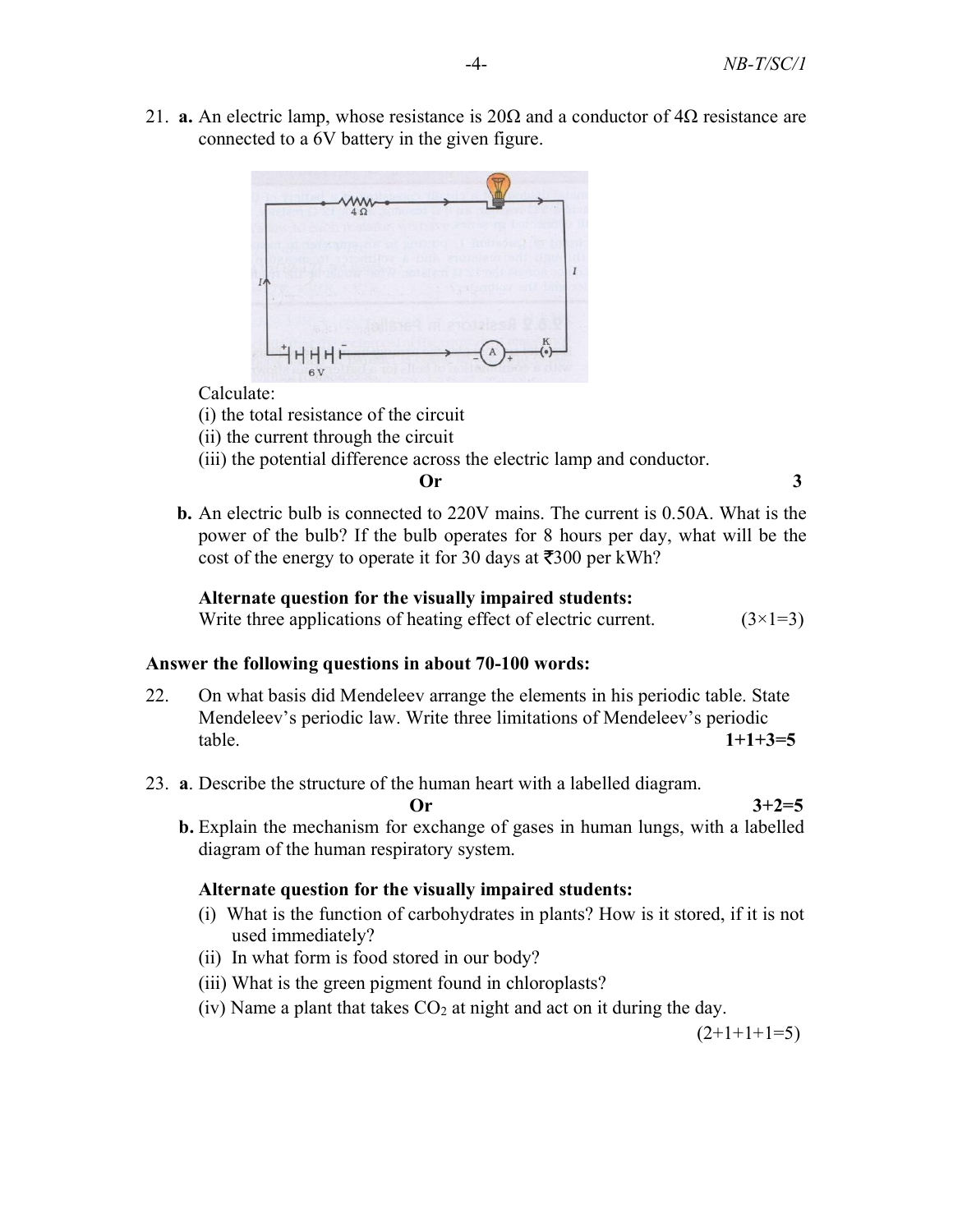21. **a.** An electric lamp, whose resistance is 20Ω and a conductor of 4Ω resistance are connected to a 6V battery in the given figure.

Calculate:
(i) the total resistance of the circuit
(ii) the current through the circuit
(iii) the potential difference across the electric lamp and conductor.

**Or** **3**

**b.** An electric bulb is connected to 220V mains. The current is 0.50A. What is the power of the bulb? If the bulb operates for 8 hours per day, what will be the cost of the energy to operate it for 30 days at ₹300 per kWh?

**Alternate question for the visually impaired students:**
Write three applications of heating effect of electric current. (3×1=3)

**Answer the following questions in about 70-100 words:**

22. On what basis did Mendeleev arrange the elements in his periodic table. State Mendeleev's periodic law. Write three limitations of Mendeleev's periodic table. **1+1+3=5**

23. **a**. Describe the structure of the human heart with a labelled diagram.

**Or** **3+2=5**

**b.** Explain the mechanism for exchange of gases in human lungs, with a labelled diagram of the human respiratory system.

**Alternate question for the visually impaired students:**
(i) What is the function of carbohydrates in plants? How is it stored, if it is not used immediately?
(ii) In what form is food stored in our body?
(iii) What is the green pigment found in chloroplasts?
(iv) Name a plant that takes $CO_2$ at night and act on it during the day.

(2+1+1+1=5)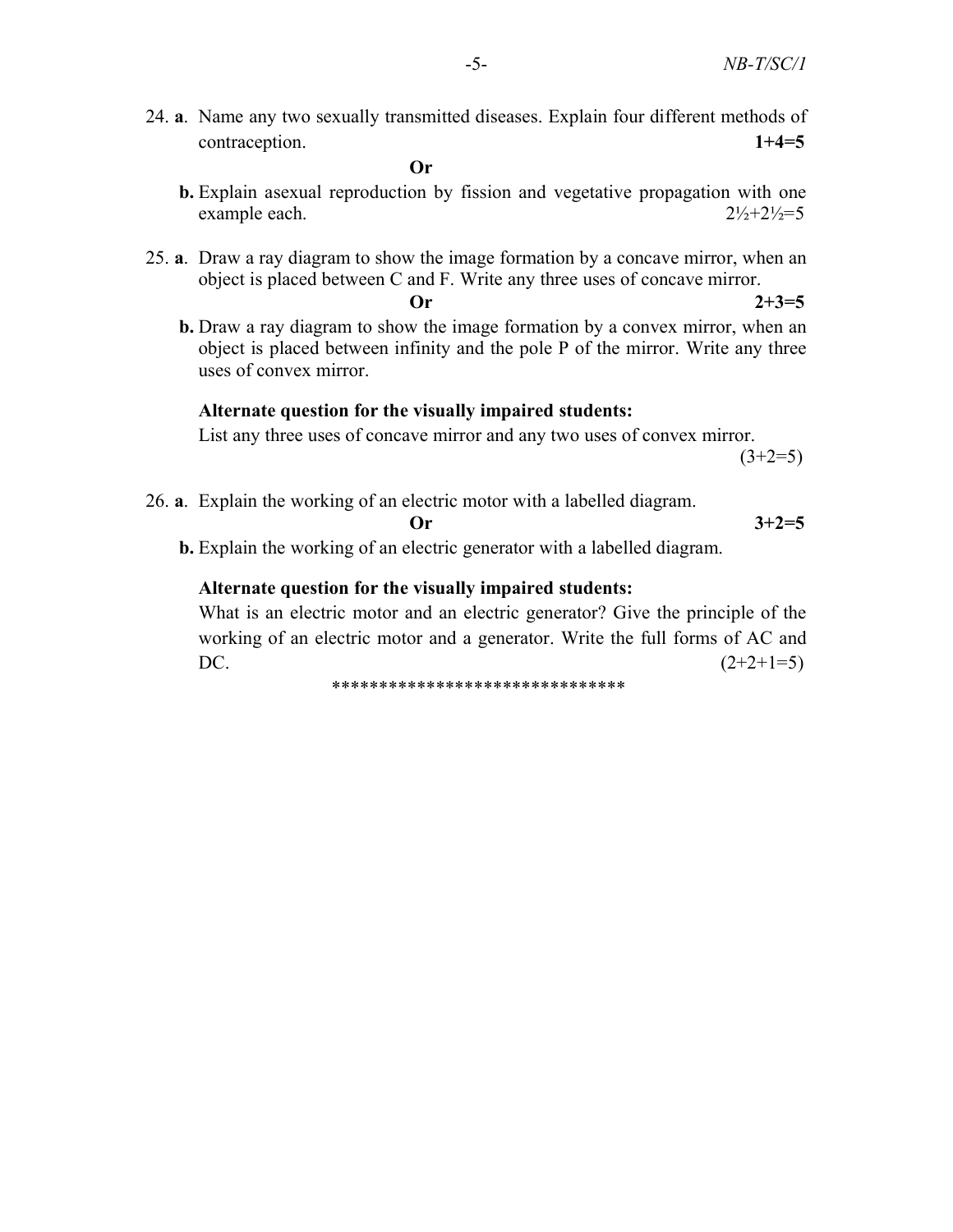24. **a**. Name any two sexually transmitted diseases. Explain four different methods of contraception. **1+4=5**

**Or**

**b.** Explain asexual reproduction by fission and vegetative propagation with one example each. 2½+2½=5

25. **a**. Draw a ray diagram to show the image formation by a concave mirror, when an object is placed between C and F. Write any three uses of concave mirror.

**Or** **2+3=5**

**b.** Draw a ray diagram to show the image formation by a convex mirror, when an object is placed between infinity and the pole P of the mirror. Write any three uses of convex mirror.

**Alternate question for the visually impaired students:**

List any three uses of concave mirror and any two uses of convex mirror. (3+2=5)

26. **a**. Explain the working of an electric motor with a labelled diagram.

**Or** **3+2=5**

**b.** Explain the working of an electric generator with a labelled diagram.

**Alternate question for the visually impaired students:**

What is an electric motor and an electric generator? Give the principle of the working of an electric motor and a generator. Write the full forms of AC and DC. (2+2+1=5)

*******************************